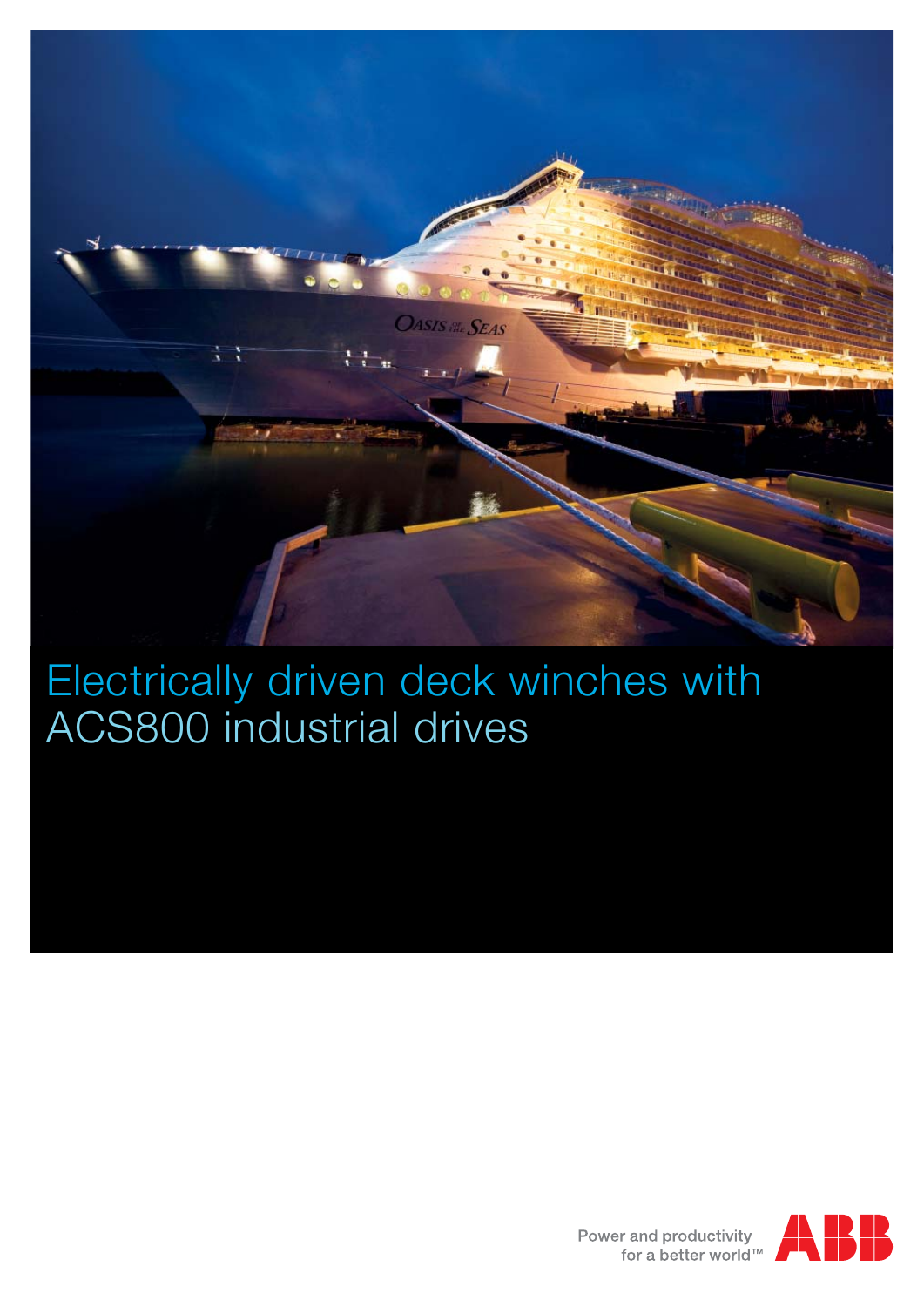# Electrically driven deck winches with ACS800 industrial drives

Power and productivity for a better world™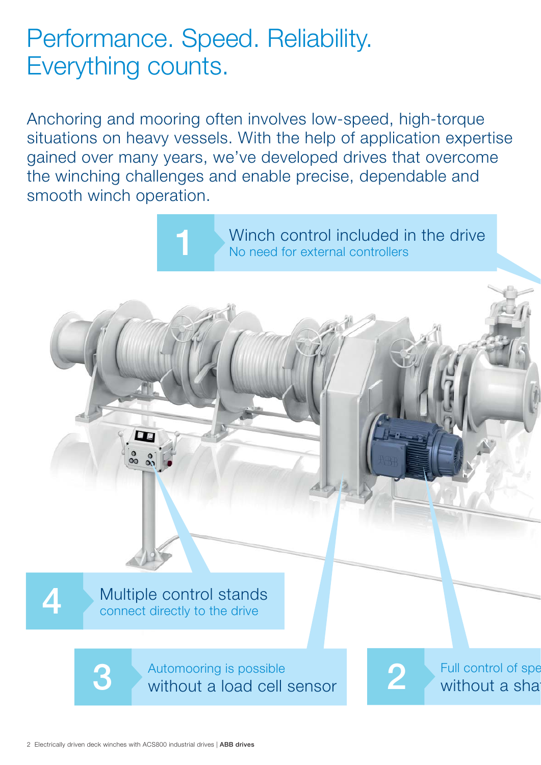# Performance. Speed. Reliability. Everything counts.

Anchoring and mooring often involves low-speed, high-torque situations on heavy vessels. With the help of application expertise gained over many years, we've developed drives that overcome the winching challenges and enable precise, dependable and smooth winch operation.

**1** Winch control included in the drive
No need for external controllers

**2** Full control of spe
without a sha

**3** Automooring is possible
without a load cell sensor

**4** Multiple control stands
connect directly to the drive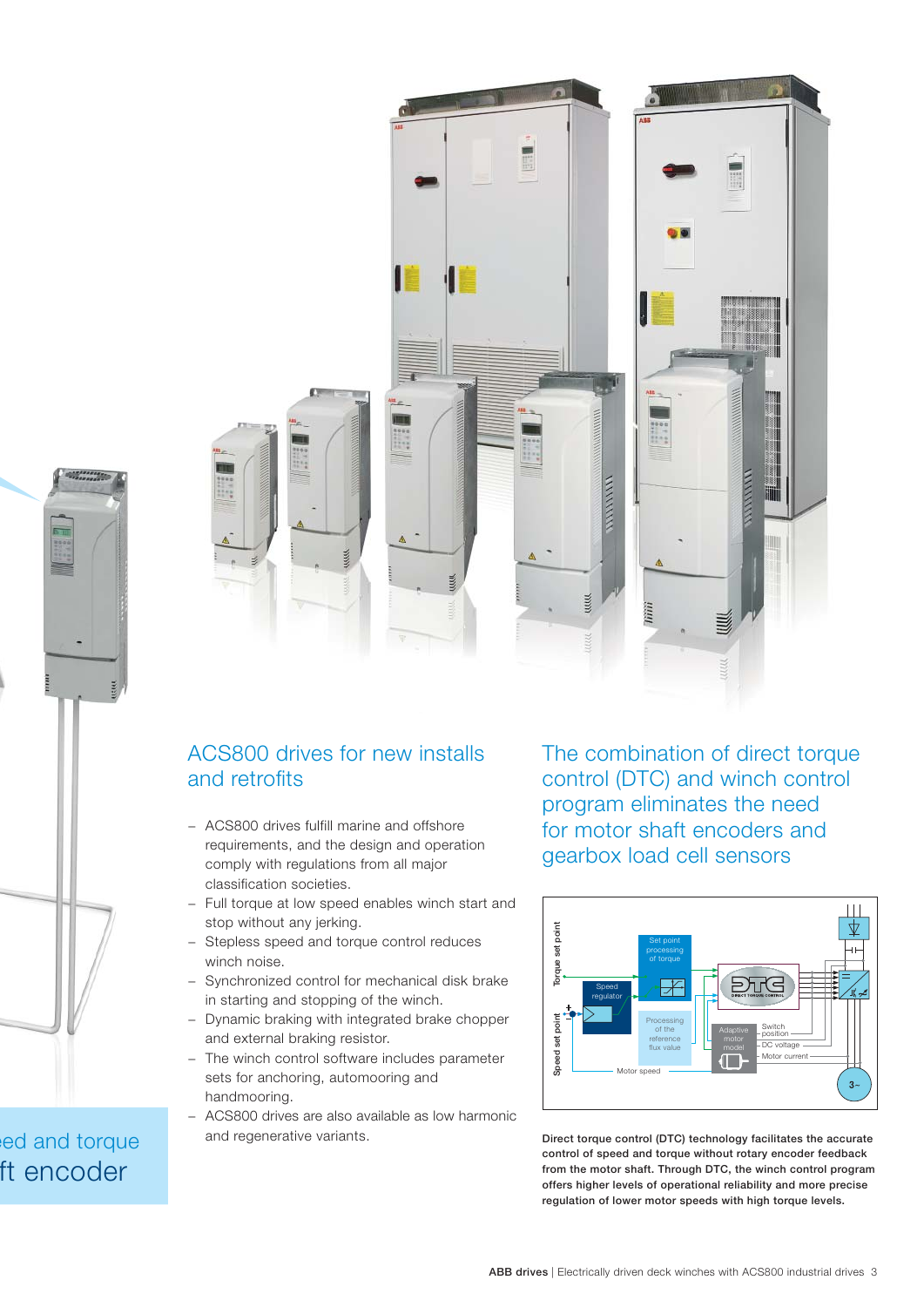## ACS800 drives for new installs and retrofits

- ACS800 drives fulfill marine and offshore requirements, and the design and operation comply with regulations from all major classification societies.
- Full torque at low speed enables winch start and stop without any jerking.
- Stepless speed and torque control reduces winch noise.
- Synchronized control for mechanical disk brake in starting and stopping of the winch.
- Dynamic braking with integrated brake chopper and external braking resistor.
- The winch control software includes parameter sets for anchoring, automooring and handmooring.
- ACS800 drives are also available as low harmonic and regenerative variants.

## The combination of direct torque control (DTC) and winch control program eliminates the need for motor shaft encoders and gearbox load cell sensors

**Direct torque control (DTC) technology facilitates the accurate control of speed and torque without rotary encoder feedback from the motor shaft. Through DTC, the winch control program offers higher levels of operational reliability and more precise regulation of lower motor speeds with high torque levels.**

ed and torque
ft encoder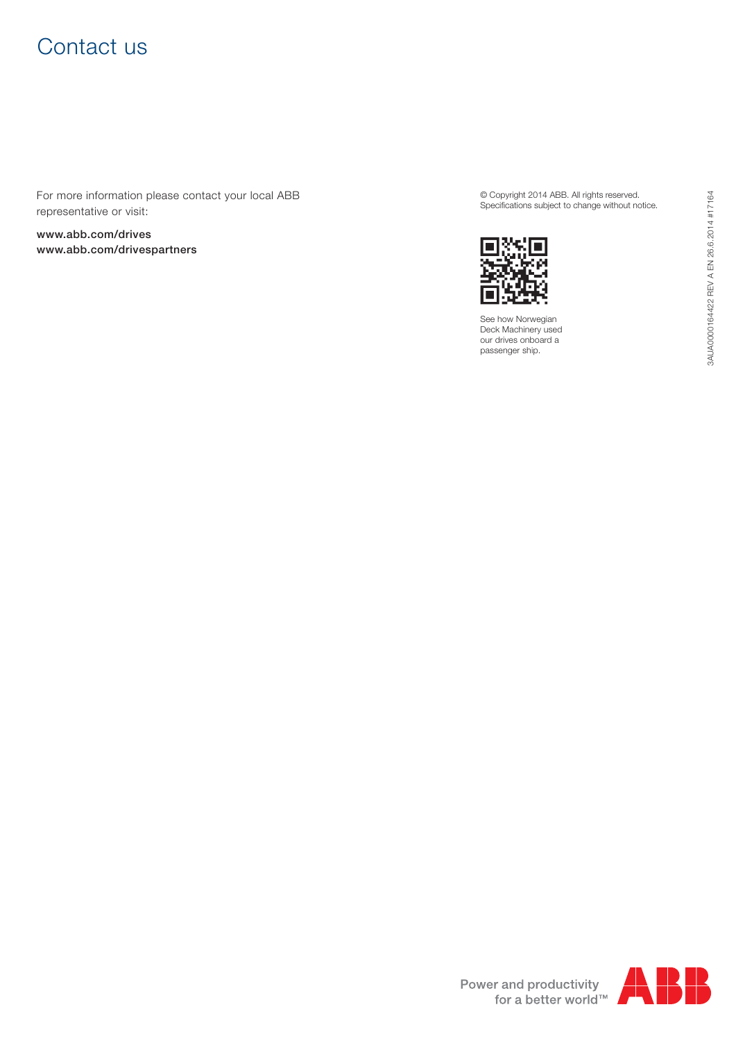# Contact us

For more information please contact your local ABB representative or visit:

**www.abb.com/drives**
**www.abb.com/drivespartners**

© Copyright 2014 ABB. All rights reserved.
Specifications subject to change without notice.

See how Norwegian Deck Machinery used our drives onboard a passenger ship.

3AUA0000164422 REV A EN 26.6.2014 #17164

Power and productivity
for a better world™